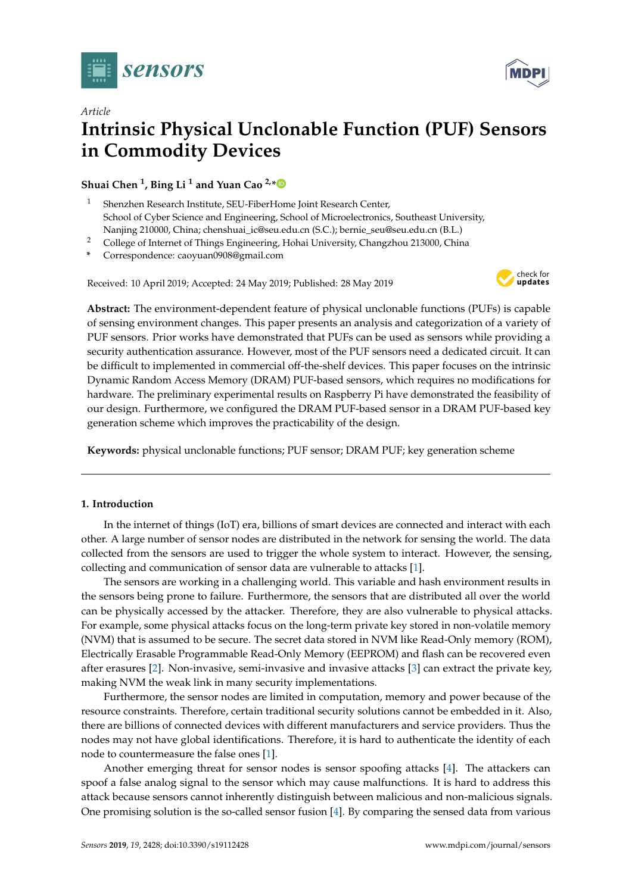*Article*

# Intrinsic Physical Unclonable Function (PUF) Sensors in Commodity Devices

**Shuai Chen [1], Bing Li [1] and Yuan Cao [2,*]**

[1] Shenzhen Research Institute, SEU-FiberHome Joint Research Center, School of Cyber Science and Engineering, School of Microelectronics, Southeast University, Nanjing 210000, China; chenshuai_ic@seu.edu.cn (S.C.); bernie_seu@seu.edu.cn (B.L.)

[2] College of Internet of Things Engineering, Hohai University, Changzhou 213000, China

\* Correspondence: caoyuan0908@gmail.com

Received: 10 April 2019; Accepted: 24 May 2019; Published: 28 May 2019

**Abstract:** The environment-dependent feature of physical unclonable functions (PUFs) is capable of sensing environment changes. This paper presents an analysis and categorization of a variety of PUF sensors. Prior works have demonstrated that PUFs can be used as sensors while providing a security authentication assurance. However, most of the PUF sensors need a dedicated circuit. It can be difficult to implemented in commercial off-the-shelf devices. This paper focuses on the intrinsic Dynamic Random Access Memory (DRAM) PUF-based sensors, which requires no modifications for hardware. The preliminary experimental results on Raspberry Pi have demonstrated the feasibility of our design. Furthermore, we configured the DRAM PUF-based sensor in a DRAM PUF-based key generation scheme which improves the practicability of the design.

**Keywords:** physical unclonable functions; PUF sensor; DRAM PUF; key generation scheme

## 1. Introduction

In the internet of things (IoT) era, billions of smart devices are connected and interact with each other. A large number of sensor nodes are distributed in the network for sensing the world. The data collected from the sensors are used to trigger the whole system to interact. However, the sensing, collecting and communication of sensor data are vulnerable to attacks [1].

The sensors are working in a challenging world. This variable and hash environment results in the sensors being prone to failure. Furthermore, the sensors that are distributed all over the world can be physically accessed by the attacker. Therefore, they are also vulnerable to physical attacks. For example, some physical attacks focus on the long-term private key stored in non-volatile memory (NVM) that is assumed to be secure. The secret data stored in NVM like Read-Only memory (ROM), Electrically Erasable Programmable Read-Only Memory (EEPROM) and flash can be recovered even after erasures [2]. Non-invasive, semi-invasive and invasive attacks [3] can extract the private key, making NVM the weak link in many security implementations.

Furthermore, the sensor nodes are limited in computation, memory and power because of the resource constraints. Therefore, certain traditional security solutions cannot be embedded in it. Also, there are billions of connected devices with different manufacturers and service providers. Thus the nodes may not have global identifications. Therefore, it is hard to authenticate the identity of each node to countermeasure the false ones [1].

Another emerging threat for sensor nodes is sensor spoofing attacks [4]. The attackers can spoof a false analog signal to the sensor which may cause malfunctions. It is hard to address this attack because sensors cannot inherently distinguish between malicious and non-malicious signals. One promising solution is the so-called sensor fusion [4]. By comparing the sensed data from various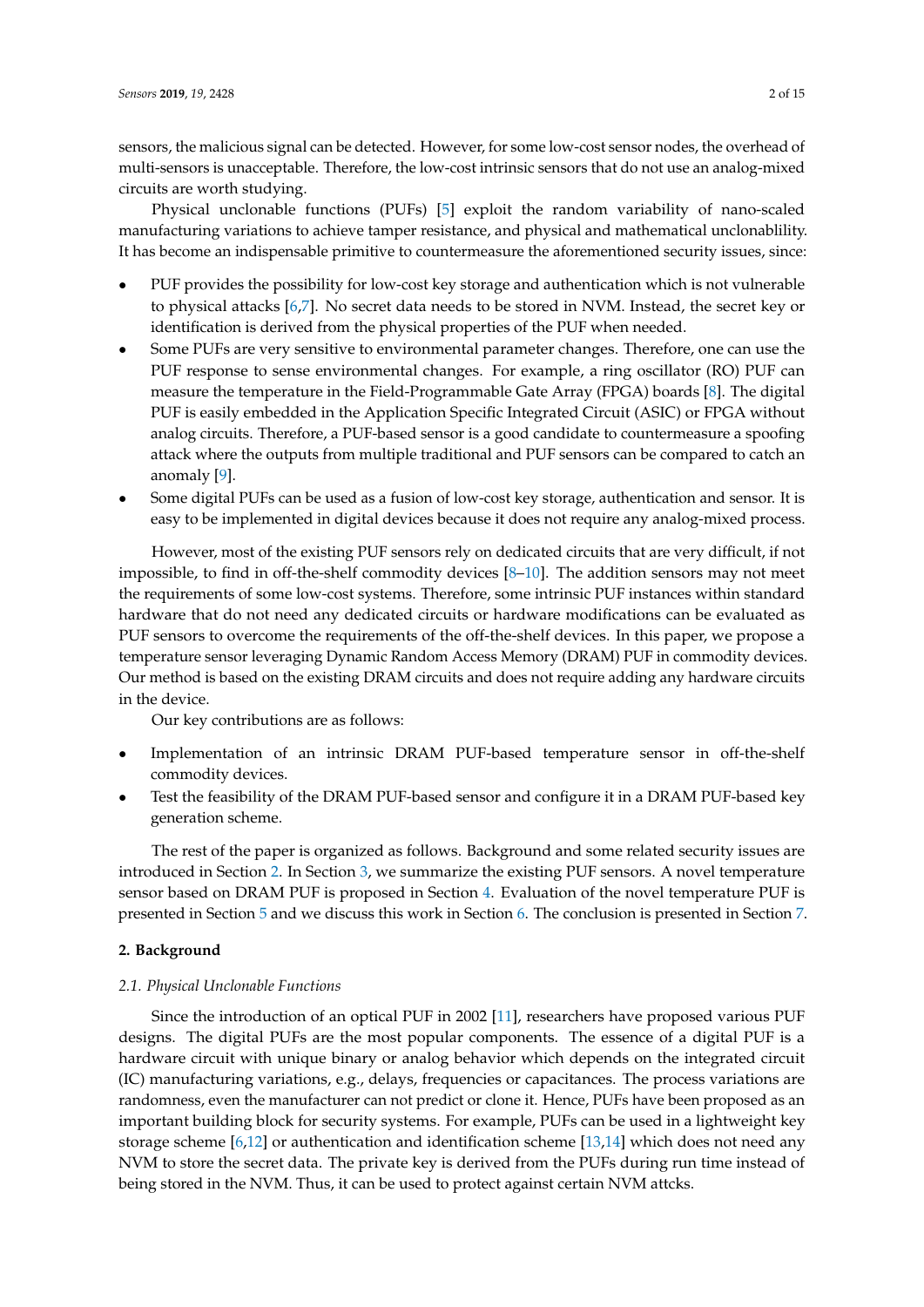sensors, the malicious signal can be detected. However, for some low-cost sensor nodes, the overhead of multi-sensors is unacceptable. Therefore, the low-cost intrinsic sensors that do not use an analog-mixed circuits are worth studying.

Physical unclonable functions (PUFs) [5] exploit the random variability of nano-scaled manufacturing variations to achieve tamper resistance, and physical and mathematical unclonablility. It has become an indispensable primitive to countermeasure the aforementioned security issues, since:

- PUF provides the possibility for low-cost key storage and authentication which is not vulnerable to physical attacks [6,7]. No secret data needs to be stored in NVM. Instead, the secret key or identification is derived from the physical properties of the PUF when needed.
- Some PUFs are very sensitive to environmental parameter changes. Therefore, one can use the PUF response to sense environmental changes. For example, a ring oscillator (RO) PUF can measure the temperature in the Field-Programmable Gate Array (FPGA) boards [8]. The digital PUF is easily embedded in the Application Specific Integrated Circuit (ASIC) or FPGA without analog circuits. Therefore, a PUF-based sensor is a good candidate to countermeasure a spoofing attack where the outputs from multiple traditional and PUF sensors can be compared to catch an anomaly [9].
- Some digital PUFs can be used as a fusion of low-cost key storage, authentication and sensor. It is easy to be implemented in digital devices because it does not require any analog-mixed process.

However, most of the existing PUF sensors rely on dedicated circuits that are very difficult, if not impossible, to find in off-the-shelf commodity devices [8–10]. The addition sensors may not meet the requirements of some low-cost systems. Therefore, some intrinsic PUF instances within standard hardware that do not need any dedicated circuits or hardware modifications can be evaluated as PUF sensors to overcome the requirements of the off-the-shelf devices. In this paper, we propose a temperature sensor leveraging Dynamic Random Access Memory (DRAM) PUF in commodity devices. Our method is based on the existing DRAM circuits and does not require adding any hardware circuits in the device.

Our key contributions are as follows:

- Implementation of an intrinsic DRAM PUF-based temperature sensor in off-the-shelf commodity devices.
- Test the feasibility of the DRAM PUF-based sensor and configure it in a DRAM PUF-based key generation scheme.

The rest of the paper is organized as follows. Background and some related security issues are introduced in Section 2. In Section 3, we summarize the existing PUF sensors. A novel temperature sensor based on DRAM PUF is proposed in Section 4. Evaluation of the novel temperature PUF is presented in Section 5 and we discuss this work in Section 6. The conclusion is presented in Section 7.

## 2. Background

### 2.1. Physical Unclonable Functions

Since the introduction of an optical PUF in 2002 [11], researchers have proposed various PUF designs. The digital PUFs are the most popular components. The essence of a digital PUF is a hardware circuit with unique binary or analog behavior which depends on the integrated circuit (IC) manufacturing variations, e.g., delays, frequencies or capacitances. The process variations are randomness, even the manufacturer can not predict or clone it. Hence, PUFs have been proposed as an important building block for security systems. For example, PUFs can be used in a lightweight key storage scheme [6,12] or authentication and identification scheme [13,14] which does not need any NVM to store the secret data. The private key is derived from the PUFs during run time instead of being stored in the NVM. Thus, it can be used to protect against certain NVM attcks.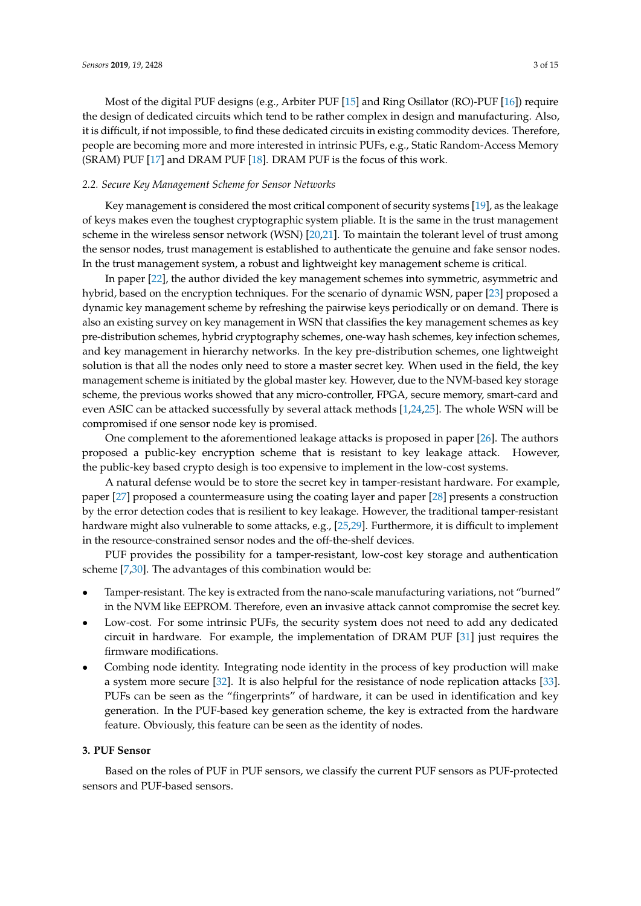Most of the digital PUF designs (e.g., Arbiter PUF [15] and Ring Osillator (RO)-PUF [16]) require the design of dedicated circuits which tend to be rather complex in design and manufacturing. Also, it is difficult, if not impossible, to find these dedicated circuits in existing commodity devices. Therefore, people are becoming more and more interested in intrinsic PUFs, e.g., Static Random-Access Memory (SRAM) PUF [17] and DRAM PUF [18]. DRAM PUF is the focus of this work.

### 2.2. Secure Key Management Scheme for Sensor Networks

Key management is considered the most critical component of security systems [19], as the leakage of keys makes even the toughest cryptographic system pliable. It is the same in the trust management scheme in the wireless sensor network (WSN) [20,21]. To maintain the tolerant level of trust among the sensor nodes, trust management is established to authenticate the genuine and fake sensor nodes. In the trust management system, a robust and lightweight key management scheme is critical.

In paper [22], the author divided the key management schemes into symmetric, asymmetric and hybrid, based on the encryption techniques. For the scenario of dynamic WSN, paper [23] proposed a dynamic key management scheme by refreshing the pairwise keys periodically or on demand. There is also an existing survey on key management in WSN that classifies the key management schemes as key pre-distribution schemes, hybrid cryptography schemes, one-way hash schemes, key infection schemes, and key management in hierarchy networks. In the key pre-distribution schemes, one lightweight solution is that all the nodes only need to store a master secret key. When used in the field, the key management scheme is initiated by the global master key. However, due to the NVM-based key storage scheme, the previous works showed that any micro-controller, FPGA, secure memory, smart-card and even ASIC can be attacked successfully by several attack methods [1,24,25]. The whole WSN will be compromised if one sensor node key is promised.

One complement to the aforementioned leakage attacks is proposed in paper [26]. The authors proposed a public-key encryption scheme that is resistant to key leakage attack. However, the public-key based crypto desigh is too expensive to implement in the low-cost systems.

A natural defense would be to store the secret key in tamper-resistant hardware. For example, paper [27] proposed a countermeasure using the coating layer and paper [28] presents a construction by the error detection codes that is resilient to key leakage. However, the traditional tamper-resistant hardware might also vulnerable to some attacks, e.g., [25,29]. Furthermore, it is difficult to implement in the resource-constrained sensor nodes and the off-the-shelf devices.

PUF provides the possibility for a tamper-resistant, low-cost key storage and authentication scheme [7,30]. The advantages of this combination would be:

- Tamper-resistant. The key is extracted from the nano-scale manufacturing variations, not "burned" in the NVM like EEPROM. Therefore, even an invasive attack cannot compromise the secret key.
- Low-cost. For some intrinsic PUFs, the security system does not need to add any dedicated circuit in hardware. For example, the implementation of DRAM PUF [31] just requires the firmware modifications.
- Combing node identity. Integrating node identity in the process of key production will make a system more secure [32]. It is also helpful for the resistance of node replication attacks [33]. PUFs can be seen as the "fingerprints" of hardware, it can be used in identification and key generation. In the PUF-based key generation scheme, the key is extracted from the hardware feature. Obviously, this feature can be seen as the identity of nodes.

## 3. PUF Sensor

Based on the roles of PUF in PUF sensors, we classify the current PUF sensors as PUF-protected sensors and PUF-based sensors.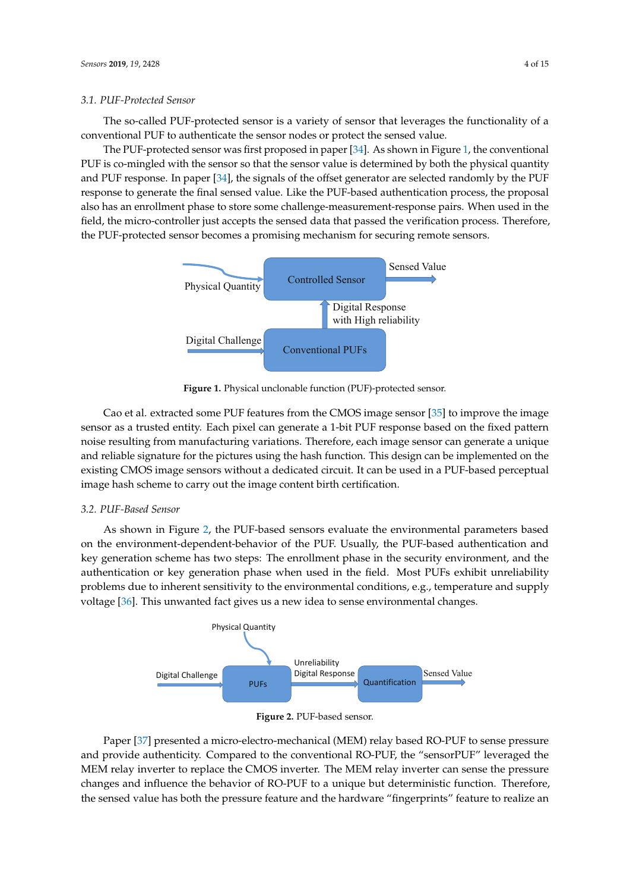### 3.1. PUF-Protected Sensor

The so-called PUF-protected sensor is a variety of sensor that leverages the functionality of a conventional PUF to authenticate the sensor nodes or protect the sensed value.

The PUF-protected sensor was first proposed in paper [34]. As shown in Figure 1, the conventional PUF is co-mingled with the sensor so that the sensor value is determined by both the physical quantity and PUF response. In paper [34], the signals of the offset generator are selected randomly by the PUF response to generate the final sensed value. Like the PUF-based authentication process, the proposal also has an enrollment phase to store some challenge-measurement-response pairs. When used in the field, the micro-controller just accepts the sensed data that passed the verification process. Therefore, the PUF-protected sensor becomes a promising mechanism for securing remote sensors.

**Figure 1.** Physical unclonable function (PUF)-protected sensor.

Cao et al. extracted some PUF features from the CMOS image sensor [35] to improve the image sensor as a trusted entity. Each pixel can generate a 1-bit PUF response based on the fixed pattern noise resulting from manufacturing variations. Therefore, each image sensor can generate a unique and reliable signature for the pictures using the hash function. This design can be implemented on the existing CMOS image sensors without a dedicated circuit. It can be used in a PUF-based perceptual image hash scheme to carry out the image content birth certification.

### 3.2. PUF-Based Sensor

As shown in Figure 2, the PUF-based sensors evaluate the environmental parameters based on the environment-dependent-behavior of the PUF. Usually, the PUF-based authentication and key generation scheme has two steps: The enrollment phase in the security environment, and the authentication or key generation phase when used in the field. Most PUFs exhibit unreliability problems due to inherent sensitivity to the environmental conditions, e.g., temperature and supply voltage [36]. This unwanted fact gives us a new idea to sense environmental changes.

**Figure 2.** PUF-based sensor.

Paper [37] presented a micro-electro-mechanical (MEM) relay based RO-PUF to sense pressure and provide authenticity. Compared to the conventional RO-PUF, the "sensorPUF" leveraged the MEM relay inverter to replace the CMOS inverter. The MEM relay inverter can sense the pressure changes and influence the behavior of RO-PUF to a unique but deterministic function. Therefore, the sensed value has both the pressure feature and the hardware "fingerprints" feature to realize an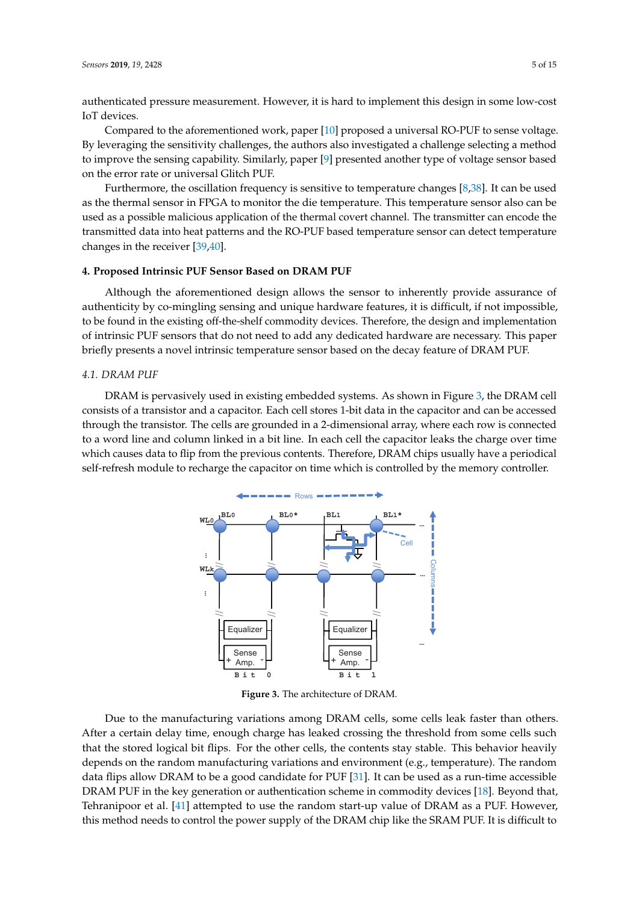authenticated pressure measurement. However, it is hard to implement this design in some low-cost IoT devices.

Compared to the aforementioned work, paper [10] proposed a universal RO-PUF to sense voltage. By leveraging the sensitivity challenges, the authors also investigated a challenge selecting a method to improve the sensing capability. Similarly, paper [9] presented another type of voltage sensor based on the error rate or universal Glitch PUF.

Furthermore, the oscillation frequency is sensitive to temperature changes [8,38]. It can be used as the thermal sensor in FPGA to monitor the die temperature. This temperature sensor also can be used as a possible malicious application of the thermal covert channel. The transmitter can encode the transmitted data into heat patterns and the RO-PUF based temperature sensor can detect temperature changes in the receiver [39,40].

## 4. Proposed Intrinsic PUF Sensor Based on DRAM PUF

Although the aforementioned design allows the sensor to inherently provide assurance of authenticity by co-mingling sensing and unique hardware features, it is difficult, if not impossible, to be found in the existing off-the-shelf commodity devices. Therefore, the design and implementation of intrinsic PUF sensors that do not need to add any dedicated hardware are necessary. This paper briefly presents a novel intrinsic temperature sensor based on the decay feature of DRAM PUF.

### *4.1. DRAM PUF*

DRAM is pervasively used in existing embedded systems. As shown in Figure 3, the DRAM cell consists of a transistor and a capacitor. Each cell stores 1-bit data in the capacitor and can be accessed through the transistor. The cells are grounded in a 2-dimensional array, where each row is connected to a word line and column linked in a bit line. In each cell the capacitor leaks the charge over time which causes data to flip from the previous contents. Therefore, DRAM chips usually have a periodical self-refresh module to recharge the capacitor on time which is controlled by the memory controller.

**Figure 3.** The architecture of DRAM.

Due to the manufacturing variations among DRAM cells, some cells leak faster than others. After a certain delay time, enough charge has leaked crossing the threshold from some cells such that the stored logical bit flips. For the other cells, the contents stay stable. This behavior heavily depends on the random manufacturing variations and environment (e.g., temperature). The random data flips allow DRAM to be a good candidate for PUF [31]. It can be used as a run-time accessible DRAM PUF in the key generation or authentication scheme in commodity devices [18]. Beyond that, Tehranipoor et al. [41] attempted to use the random start-up value of DRAM as a PUF. However, this method needs to control the power supply of the DRAM chip like the SRAM PUF. It is difficult to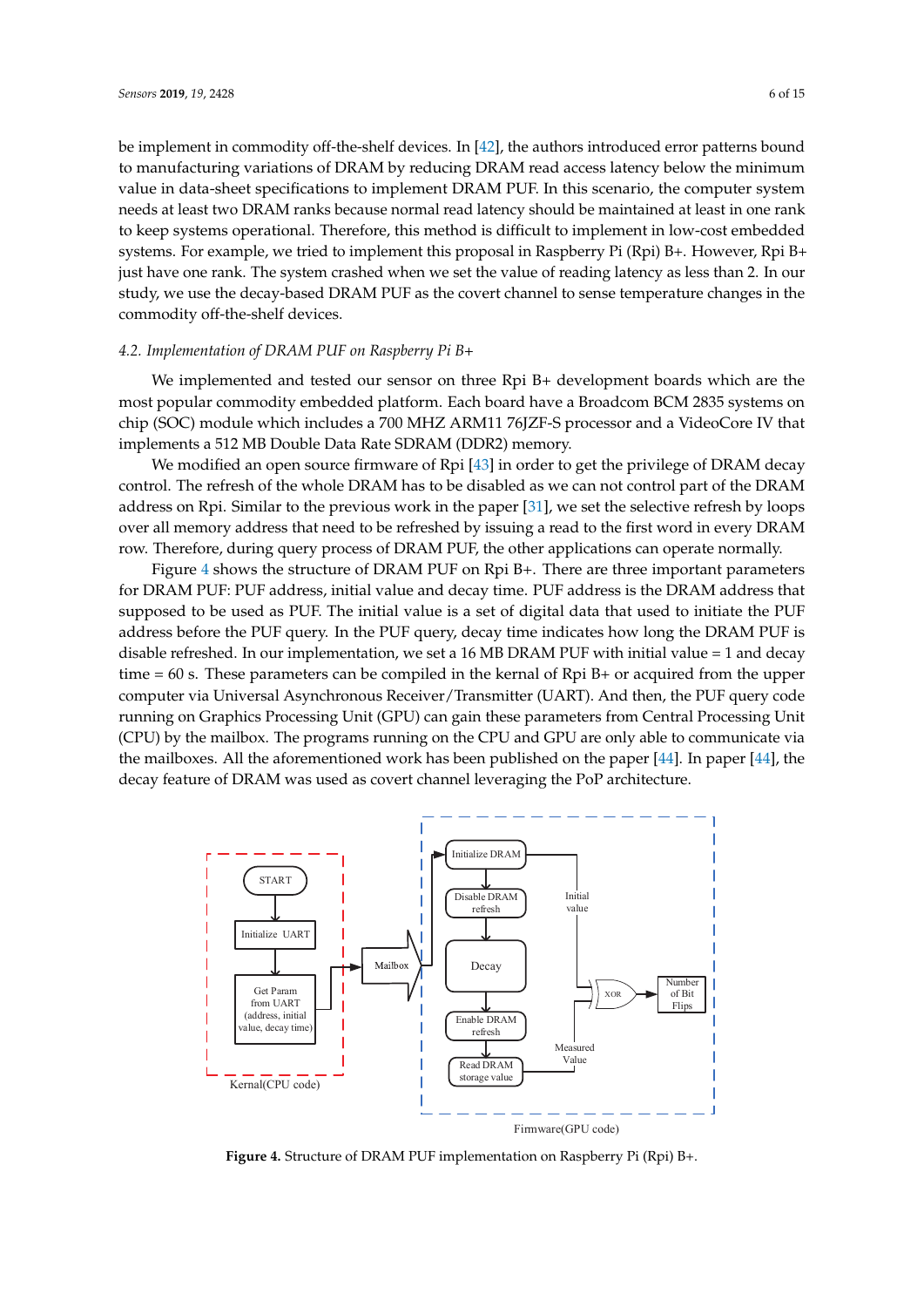be implement in commodity off-the-shelf devices. In [42], the authors introduced error patterns bound to manufacturing variations of DRAM by reducing DRAM read access latency below the minimum value in data-sheet specifications to implement DRAM PUF. In this scenario, the computer system needs at least two DRAM ranks because normal read latency should be maintained at least in one rank to keep systems operational. Therefore, this method is difficult to implement in low-cost embedded systems. For example, we tried to implement this proposal in Raspberry Pi (Rpi) B+. However, Rpi B+ just have one rank. The system crashed when we set the value of reading latency as less than 2. In our study, we use the decay-based DRAM PUF as the covert channel to sense temperature changes in the commodity off-the-shelf devices.

### *4.2. Implementation of DRAM PUF on Raspberry Pi B+*

We implemented and tested our sensor on three Rpi B+ development boards which are the most popular commodity embedded platform. Each board have a Broadcom BCM 2835 systems on chip (SOC) module which includes a 700 MHZ ARM11 76JZF-S processor and a VideoCore IV that implements a 512 MB Double Data Rate SDRAM (DDR2) memory.

We modified an open source firmware of Rpi [43] in order to get the privilege of DRAM decay control. The refresh of the whole DRAM has to be disabled as we can not control part of the DRAM address on Rpi. Similar to the previous work in the paper [31], we set the selective refresh by loops over all memory address that need to be refreshed by issuing a read to the first word in every DRAM row. Therefore, during query process of DRAM PUF, the other applications can operate normally.

Figure 4 shows the structure of DRAM PUF on Rpi B+. There are three important parameters for DRAM PUF: PUF address, initial value and decay time. PUF address is the DRAM address that supposed to be used as PUF. The initial value is a set of digital data that used to initiate the PUF address before the PUF query. In the PUF query, decay time indicates how long the DRAM PUF is disable refreshed. In our implementation, we set a 16 MB DRAM PUF with initial value = 1 and decay time = 60 s. These parameters can be compiled in the kernal of Rpi B+ or acquired from the upper computer via Universal Asynchronous Receiver/Transmitter (UART). And then, the PUF query code running on Graphics Processing Unit (GPU) can gain these parameters from Central Processing Unit (CPU) by the mailbox. The programs running on the CPU and GPU are only able to communicate via the mailboxes. All the aforementioned work has been published on the paper [44]. In paper [44], the decay feature of DRAM was used as covert channel leveraging the PoP architecture.

**Figure 4.** Structure of DRAM PUF implementation on Raspberry Pi (Rpi) B+.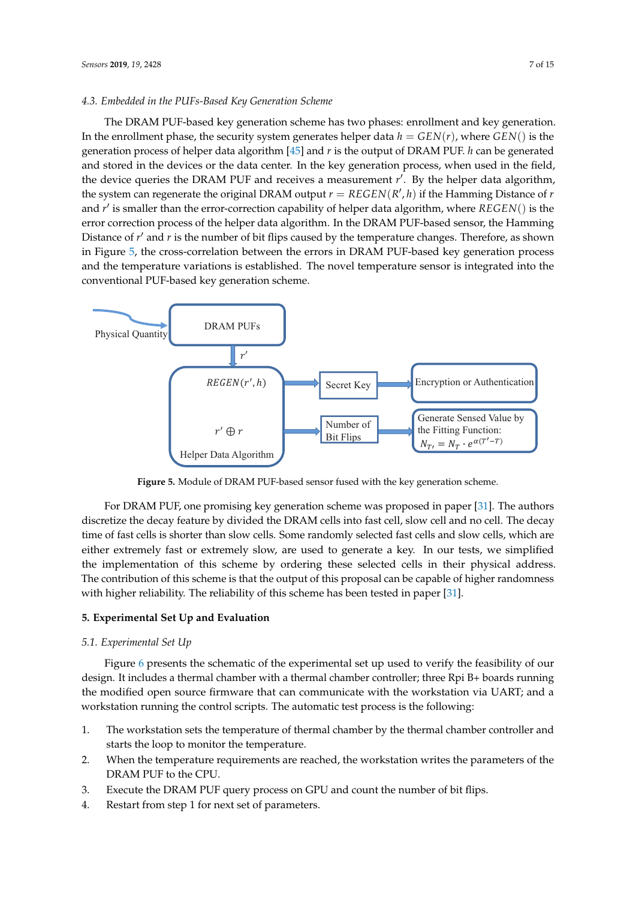### 4.3. Embedded in the PUFs-Based Key Generation Scheme

The DRAM PUF-based key generation scheme has two phases: enrollment and key generation. In the enrollment phase, the security system generates helper data $h = GEN(r)$, where $GEN()$ is the generation process of helper data algorithm [45] and $r$ is the output of DRAM PUF. $h$ can be generated and stored in the devices or the data center. In the key generation process, when used in the field, the device queries the DRAM PUF and receives a measurement $r'$. By the helper data algorithm, the system can regenerate the original DRAM output $r = REGEN(R', h)$ if the Hamming Distance of $r$ and $r'$ is smaller than the error-correction capability of helper data algorithm, where $REGEN()$ is the error correction process of the helper data algorithm. In the DRAM PUF-based sensor, the Hamming Distance of $r'$ and $r$ is the number of bit flips caused by the temperature changes. Therefore, as shown in Figure 5, the cross-correlation between the errors in DRAM PUF-based key generation process and the temperature variations is established. The novel temperature sensor is integrated into the conventional PUF-based key generation scheme.

Physical Quantity → DRAM PUFs → $r'$ → Helper Data Algorithm ($REGEN(r', h)$; $r' \oplus r$)

- $REGEN(r', h)$ → Secret Key → Encryption or Authentication
- $r' \oplus r$ → Number of Bit Flips → Generate Sensed Value by the Fitting Function: $N_{T'} = N_T \cdot e^{\alpha(T'-T)}$

**Figure 5.** Module of DRAM PUF-based sensor fused with the key generation scheme.

For DRAM PUF, one promising key generation scheme was proposed in paper [31]. The authors discretize the decay feature by divided the DRAM cells into fast cell, slow cell and no cell. The decay time of fast cells is shorter than slow cells. Some randomly selected fast cells and slow cells, which are either extremely fast or extremely slow, are used to generate a key. In our tests, we simplified the implementation of this scheme by ordering these selected cells in their physical address. The contribution of this scheme is that the output of this proposal can be capable of higher randomness with higher reliability. The reliability of this scheme has been tested in paper [31].

## 5. Experimental Set Up and Evaluation

### 5.1. Experimental Set Up

Figure 6 presents the schematic of the experimental set up used to verify the feasibility of our design. It includes a thermal chamber with a thermal chamber controller; three Rpi B+ boards running the modified open source firmware that can communicate with the workstation via UART; and a workstation running the control scripts. The automatic test process is the following:

1. The workstation sets the temperature of thermal chamber by the thermal chamber controller and starts the loop to monitor the temperature.
2. When the temperature requirements are reached, the workstation writes the parameters of the DRAM PUF to the CPU.
3. Execute the DRAM PUF query process on GPU and count the number of bit flips.
4. Restart from step 1 for next set of parameters.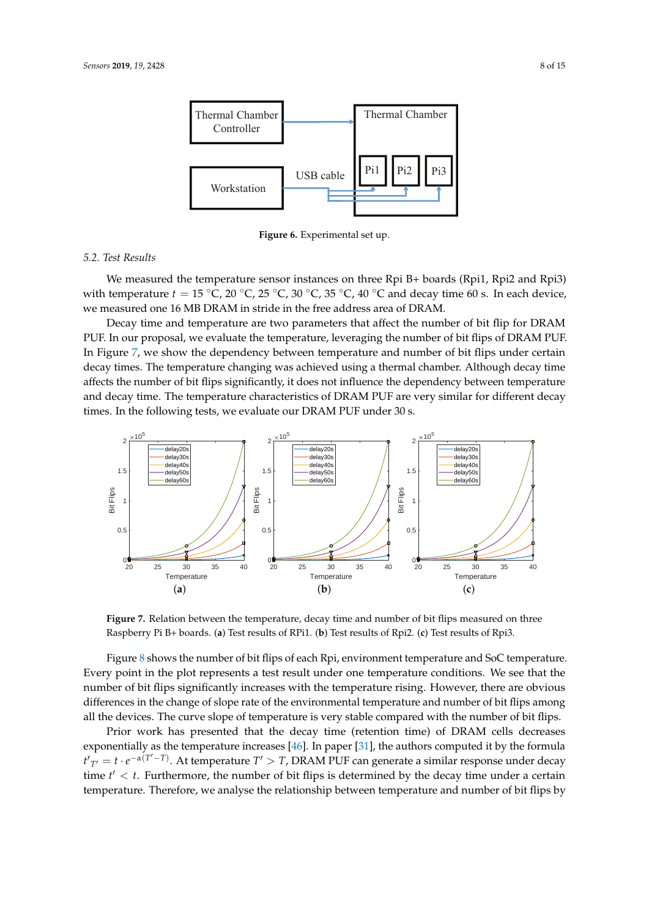**Figure 6.** Experimental set up.

### 5.2. Test Results

We measured the temperature sensor instances on three Rpi B+ boards (Rpi1, Rpi2 and Rpi3) with temperature $t$ = 15 °C, 20 °C, 25 °C, 30 °C, 35 °C, 40 °C and decay time 60 s. In each device, we measured one 16 MB DRAM in stride in the free address area of DRAM.

Decay time and temperature are two parameters that affect the number of bit flip for DRAM PUF. In our proposal, we evaluate the temperature, leveraging the number of bit flips of DRAM PUF. In Figure 7, we show the dependency between temperature and number of bit flips under certain decay times. The temperature changing was achieved using a thermal chamber. Although decay time affects the number of bit flips significantly, it does not influence the dependency between temperature and decay time. The temperature characteristics of DRAM PUF are very similar for different decay times. In the following tests, we evaluate our DRAM PUF under 30 s.

**Figure 7.** Relation between the temperature, decay time and number of bit flips measured on three Raspberry Pi B+ boards. (**a**) Test results of RPi1. (**b**) Test results of Rpi2. (**c**) Test results of Rpi3.

Figure 8 shows the number of bit flips of each Rpi, environment temperature and SoC temperature. Every point in the plot represents a test result under one temperature conditions. We see that the number of bit flips significantly increases with the temperature rising. However, there are obvious differences in the change of slope rate of the environmental temperature and number of bit flips among all the devices. The curve slope of temperature is very stable compared with the number of bit flips.

Prior work has presented that the decay time (retention time) of DRAM cells decreases exponentially as the temperature increases [46]. In paper [31], the authors computed it by the formula $t'_{T'} = t \cdot e^{-\alpha(T'-T)}$. At temperature $T' > T$, DRAM PUF can generate a similar response under decay time $t' < t$. Furthermore, the number of bit flips is determined by the decay time under a certain temperature. Therefore, we analyse the relationship between temperature and number of bit flips by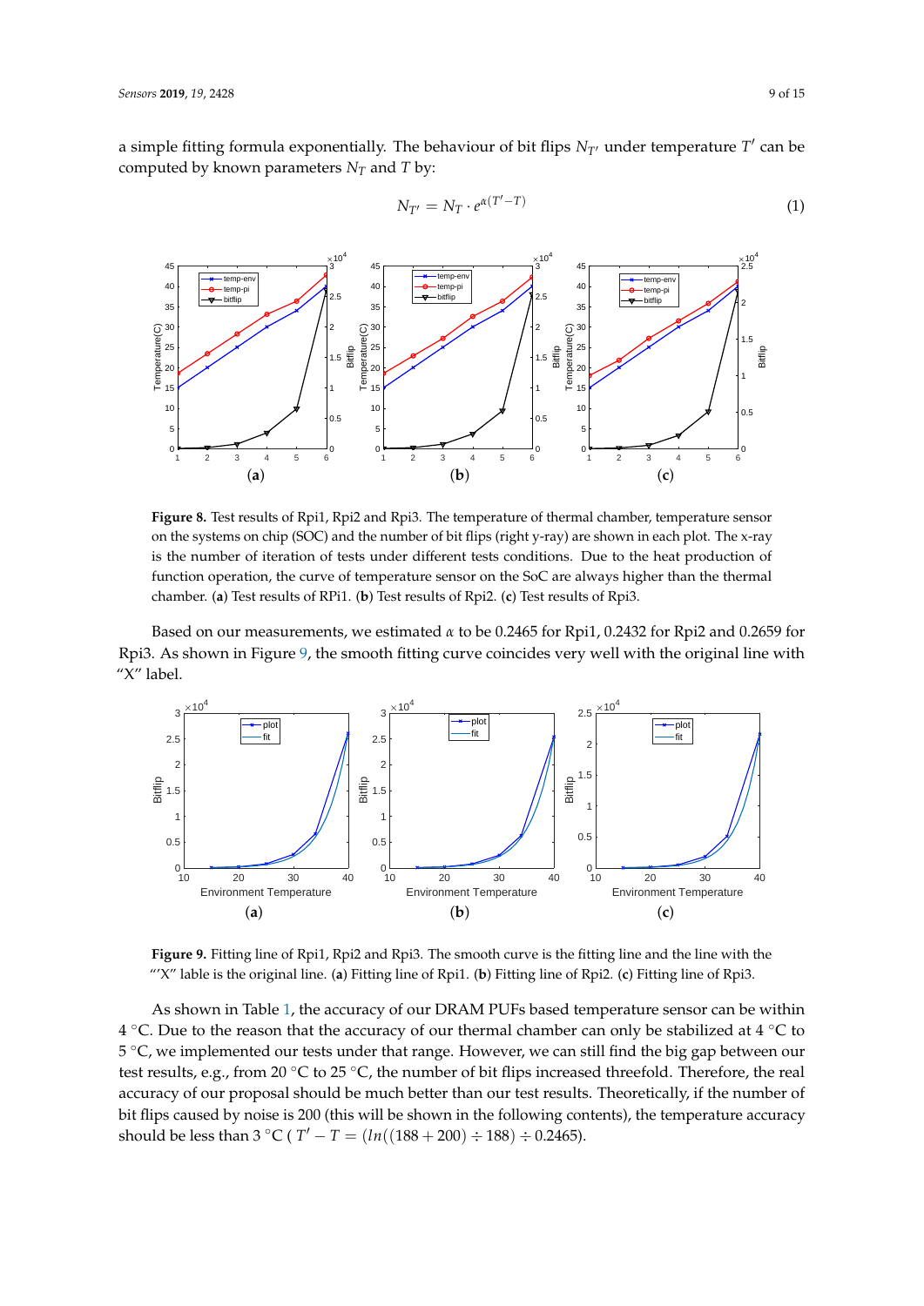a simple fitting formula exponentially. The behaviour of bit flips $N_{T'}$ under temperature $T'$ can be computed by known parameters $N_T$ and $T$ by:

$$N_{T'} = N_T \cdot e^{\alpha(T'-T)} \tag{1}$$

**Figure 8.** Test results of Rpi1, Rpi2 and Rpi3. The temperature of thermal chamber, temperature sensor on the systems on chip (SOC) and the number of bit flips (right y-ray) are shown in each plot. The x-ray is the number of iteration of tests under different tests conditions. Due to the heat production of function operation, the curve of temperature sensor on the SoC are always higher than the thermal chamber. (**a**) Test results of RPi1. (**b**) Test results of Rpi2. (**c**) Test results of Rpi3.

Based on our measurements, we estimated $\alpha$ to be 0.2465 for Rpi1, 0.2432 for Rpi2 and 0.2659 for Rpi3. As shown in Figure 9, the smooth fitting curve coincides very well with the original line with "X" label.

**Figure 9.** Fitting line of Rpi1, Rpi2 and Rpi3. The smooth curve is the fitting line and the line with the "'X" lable is the original line. (**a**) Fitting line of Rpi1. (**b**) Fitting line of Rpi2. (**c**) Fitting line of Rpi3.

As shown in Table 1, the accuracy of our DRAM PUFs based temperature sensor can be within 4 °C. Due to the reason that the accuracy of our thermal chamber can only be stabilized at 4 °C to 5 °C, we implemented our tests under that range. However, we can still find the big gap between our test results, e.g., from 20 °C to 25 °C, the number of bit flips increased threefold. Therefore, the real accuracy of our proposal should be much better than our test results. Theoretically, if the number of bit flips caused by noise is 200 (this will be shown in the following contents), the temperature accuracy should be less than 3 °C ( $T' - T = (ln((188 + 200) \div 188) \div 0.2465)$.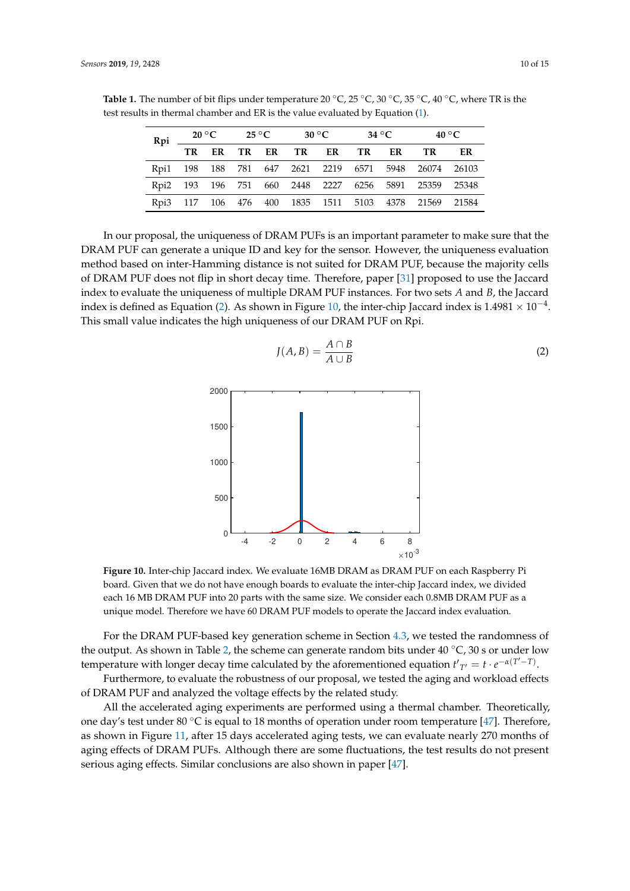**Table 1.** The number of bit flips under temperature 20 °C, 25 °C, 30 °C, 35 °C, 40 °C, where TR is the test results in thermal chamber and ER is the value evaluated by Equation (1).

| Rpi | 20 °C | | 25 °C | | 30 °C | | 34 °C | | 40 °C | |
|---|---|---|---|---|---|---|---|---|---|---|
| | **TR** | **ER** | **TR** | **ER** | **TR** | **ER** | **TR** | **ER** | **TR** | **ER** |
| Rpi1 | 198 | 188 | 781 | 647 | 2621 | 2219 | 6571 | 5948 | 26074 | 26103 |
| Rpi2 | 193 | 196 | 751 | 660 | 2448 | 2227 | 6256 | 5891 | 25359 | 25348 |
| Rpi3 | 117 | 106 | 476 | 400 | 1835 | 1511 | 5103 | 4378 | 21569 | 21584 |

In our proposal, the uniqueness of DRAM PUFs is an important parameter to make sure that the DRAM PUF can generate a unique ID and key for the sensor. However, the uniqueness evaluation method based on inter-Hamming distance is not suited for DRAM PUF, because the majority cells of DRAM PUF does not flip in short decay time. Therefore, paper [31] proposed to use the Jaccard index to evaluate the uniqueness of multiple DRAM PUF instances. For two sets $A$ and $B$, the Jaccard index is defined as Equation (2). As shown in Figure 10, the inter-chip Jaccard index is $1.4981 \times 10^{-4}$. This small value indicates the high uniqueness of our DRAM PUF on Rpi.

$$J(A, B) = \frac{A \cap B}{A \cup B} \tag{2}$$

**Figure 10.** Inter-chip Jaccard index. We evaluate 16MB DRAM as DRAM PUF on each Raspberry Pi board. Given that we do not have enough boards to evaluate the inter-chip Jaccard index, we divided each 16 MB DRAM PUF into 20 parts with the same size. We consider each 0.8MB DRAM PUF as a unique model. Therefore we have 60 DRAM PUF models to operate the Jaccard index evaluation.

For the DRAM PUF-based key generation scheme in Section 4.3, we tested the randomness of the output. As shown in Table 2, the scheme can generate random bits under 40 °C, 30 s or under low temperature with longer decay time calculated by the aforementioned equation $t'_{T'} = t \cdot e^{-\alpha(T'-T)}$.

Furthermore, to evaluate the robustness of our proposal, we tested the aging and workload effects of DRAM PUF and analyzed the voltage effects by the related study.

All the accelerated aging experiments are performed using a thermal chamber. Theoretically, one day's test under 80 °C is equal to 18 months of operation under room temperature [47]. Therefore, as shown in Figure 11, after 15 days accelerated aging tests, we can evaluate nearly 270 months of aging effects of DRAM PUFs. Although there are some fluctuations, the test results do not present serious aging effects. Similar conclusions are also shown in paper [47].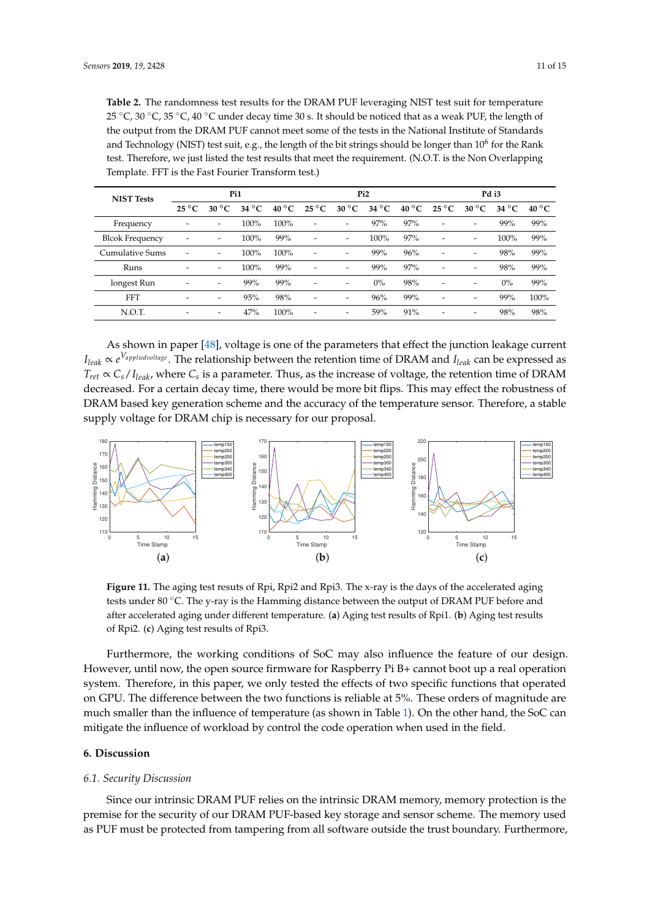**Table 2.** The randomness test results for the DRAM PUF leveraging NIST test suit for temperature 25 °C, 30 °C, 35 °C, 40 °C under decay time 30 s. It should be noticed that as a weak PUF, the length of the output from the DRAM PUF cannot meet some of the tests in the National Institute of Standards and Technology (NIST) test suit, e.g., the length of the bit strings should be longer than $10^6$ for the Rank test. Therefore, we just listed the test results that meet the requirement. (N.O.T. is the Non Overlapping Template. FFT is the Fast Fourier Transform test.)

| NIST Tests | Pi1 | | | | Pi2 | | | | Pd i3 | | | |
|---|---|---|---|---|---|---|---|---|---|---|---|---|
| | 25 °C | 30 °C | 34 °C | 40 °C | 25 °C | 30 °C | 34 °C | 40 °C | 25 °C | 30 °C | 34 °C | 40 °C |
| Frequency | - | - | 100% | 100% | - | - | 97% | 97% | - | - | 99% | 99% |
| Blcok Frequency | - | - | 100% | 99% | - | - | 100% | 97% | - | - | 100% | 99% |
| Cumulative Sums | - | - | 100% | 100% | - | - | 99% | 96% | - | - | 98% | 99% |
| Runs | - | - | 100% | 99% | - | - | 99% | 97% | - | - | 98% | 99% |
| longest Run | - | - | 99% | 99% | - | - | 0% | 98% | - | - | 0% | 99% |
| FFT | - | - | 95% | 98% | - | - | 96% | 99% | - | - | 99% | 100% |
| N.O.T. | - | - | 47% | 100% | - | - | 59% | 91% | - | - | 98% | 98% |

As shown in paper [48], voltage is one of the parameters that effect the junction leakage current $I_{leak} \propto e^{V_{appliedvoltage}}$. The relationship between the retention time of DRAM and $I_{leak}$ can be expressed as $T_{ret} \propto C_s / I_{leak}$, where $C_s$ is a parameter. Thus, as the increase of voltage, the retention time of DRAM decreased. For a certain decay time, there would be more bit flips. This may effect the robustness of DRAM based key generation scheme and the accuracy of the temperature sensor. Therefore, a stable supply voltage for DRAM chip is necessary for our proposal.

**Figure 11.** The aging test resuts of Rpi, Rpi2 and Rpi3. The x-ray is the days of the accelerated aging tests under 80 °C. The y-ray is the Hamming distance between the output of DRAM PUF before and after accelerated aging under different temperature. (**a**) Aging test results of Rpi1. (**b**) Aging test results of Rpi2. (**c**) Aging test results of Rpi3.

Furthermore, the working conditions of SoC may also influence the feature of our design. However, until now, the open source firmware for Raspberry Pi B+ cannot boot up a real operation system. Therefore, in this paper, we only tested the effects of two specific functions that operated on GPU. The difference between the two functions is reliable at 5%. These orders of magnitude are much smaller than the influence of temperature (as shown in Table 1). On the other hand, the SoC can mitigate the influence of workload by control the code operation when used in the field.

## 6. Discussion

### *6.1. Security Discussion*

Since our intrinsic DRAM PUF relies on the intrinsic DRAM memory, memory protection is the premise for the security of our DRAM PUF-based key storage and sensor scheme. The memory used as PUF must be protected from tampering from all software outside the trust boundary. Furthermore,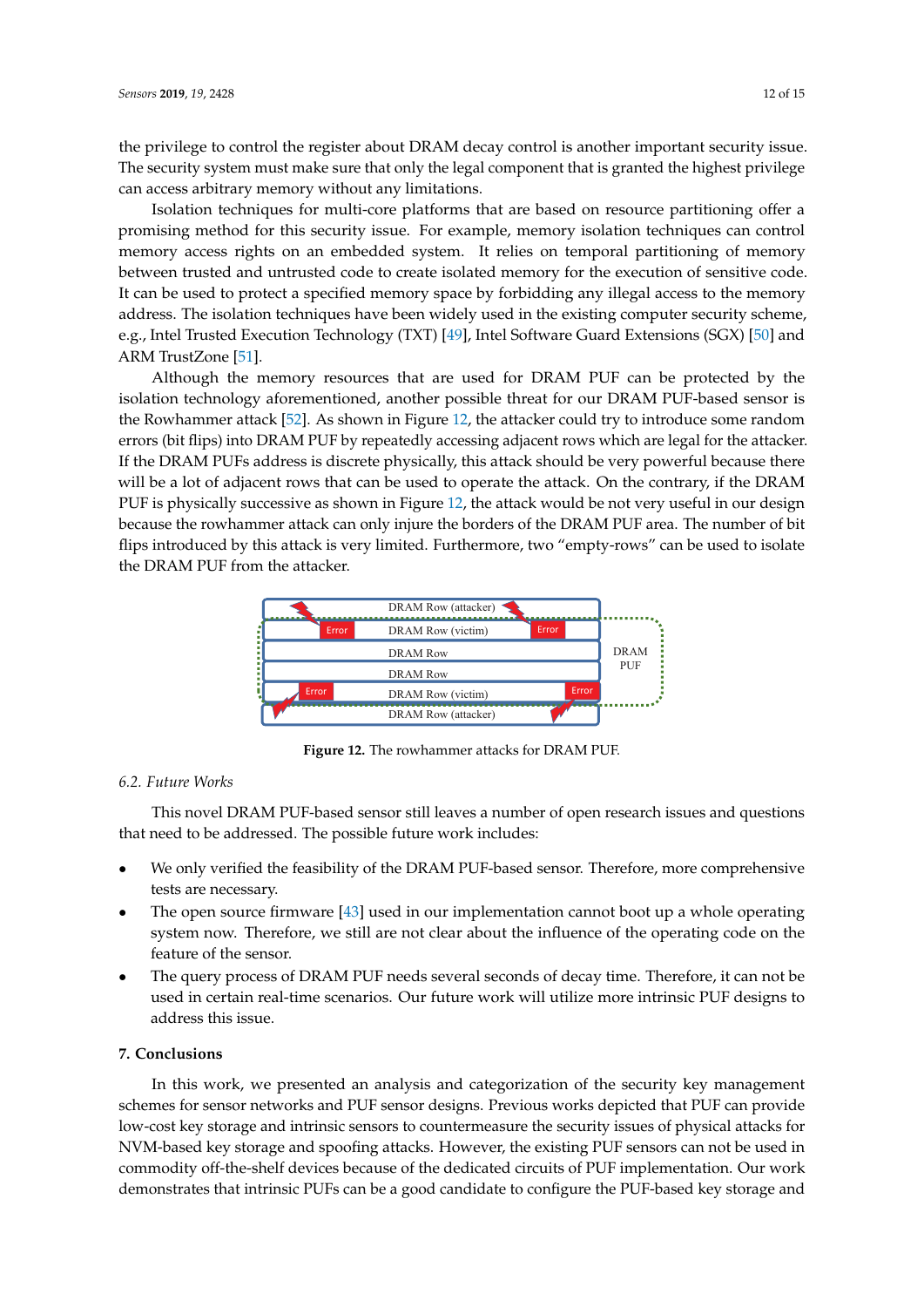the privilege to control the register about DRAM decay control is another important security issue. The security system must make sure that only the legal component that is granted the highest privilege can access arbitrary memory without any limitations.

Isolation techniques for multi-core platforms that are based on resource partitioning offer a promising method for this security issue. For example, memory isolation techniques can control memory access rights on an embedded system. It relies on temporal partitioning of memory between trusted and untrusted code to create isolated memory for the execution of sensitive code. It can be used to protect a specified memory space by forbidding any illegal access to the memory address. The isolation techniques have been widely used in the existing computer security scheme, e.g., Intel Trusted Execution Technology (TXT) [49], Intel Software Guard Extensions (SGX) [50] and ARM TrustZone [51].

Although the memory resources that are used for DRAM PUF can be protected by the isolation technology aforementioned, another possible threat for our DRAM PUF-based sensor is the Rowhammer attack [52]. As shown in Figure 12, the attacker could try to introduce some random errors (bit flips) into DRAM PUF by repeatedly accessing adjacent rows which are legal for the attacker. If the DRAM PUFs address is discrete physically, this attack should be very powerful because there will be a lot of adjacent rows that can be used to operate the attack. On the contrary, if the DRAM PUF is physically successive as shown in Figure 12, the attack would be not very useful in our design because the rowhammer attack can only injure the borders of the DRAM PUF area. The number of bit flips introduced by this attack is very limited. Furthermore, two "empty-rows" can be used to isolate the DRAM PUF from the attacker.

**Figure 12.** The rowhammer attacks for DRAM PUF.

*6.2. Future Works*

This novel DRAM PUF-based sensor still leaves a number of open research issues and questions that need to be addressed. The possible future work includes:

- We only verified the feasibility of the DRAM PUF-based sensor. Therefore, more comprehensive tests are necessary.
- The open source firmware [43] used in our implementation cannot boot up a whole operating system now. Therefore, we still are not clear about the influence of the operating code on the feature of the sensor.
- The query process of DRAM PUF needs several seconds of decay time. Therefore, it can not be used in certain real-time scenarios. Our future work will utilize more intrinsic PUF designs to address this issue.

## 7. Conclusions

In this work, we presented an analysis and categorization of the security key management schemes for sensor networks and PUF sensor designs. Previous works depicted that PUF can provide low-cost key storage and intrinsic sensors to countermeasure the security issues of physical attacks for NVM-based key storage and spoofing attacks. However, the existing PUF sensors can not be used in commodity off-the-shelf devices because of the dedicated circuits of PUF implementation. Our work demonstrates that intrinsic PUFs can be a good candidate to configure the PUF-based key storage and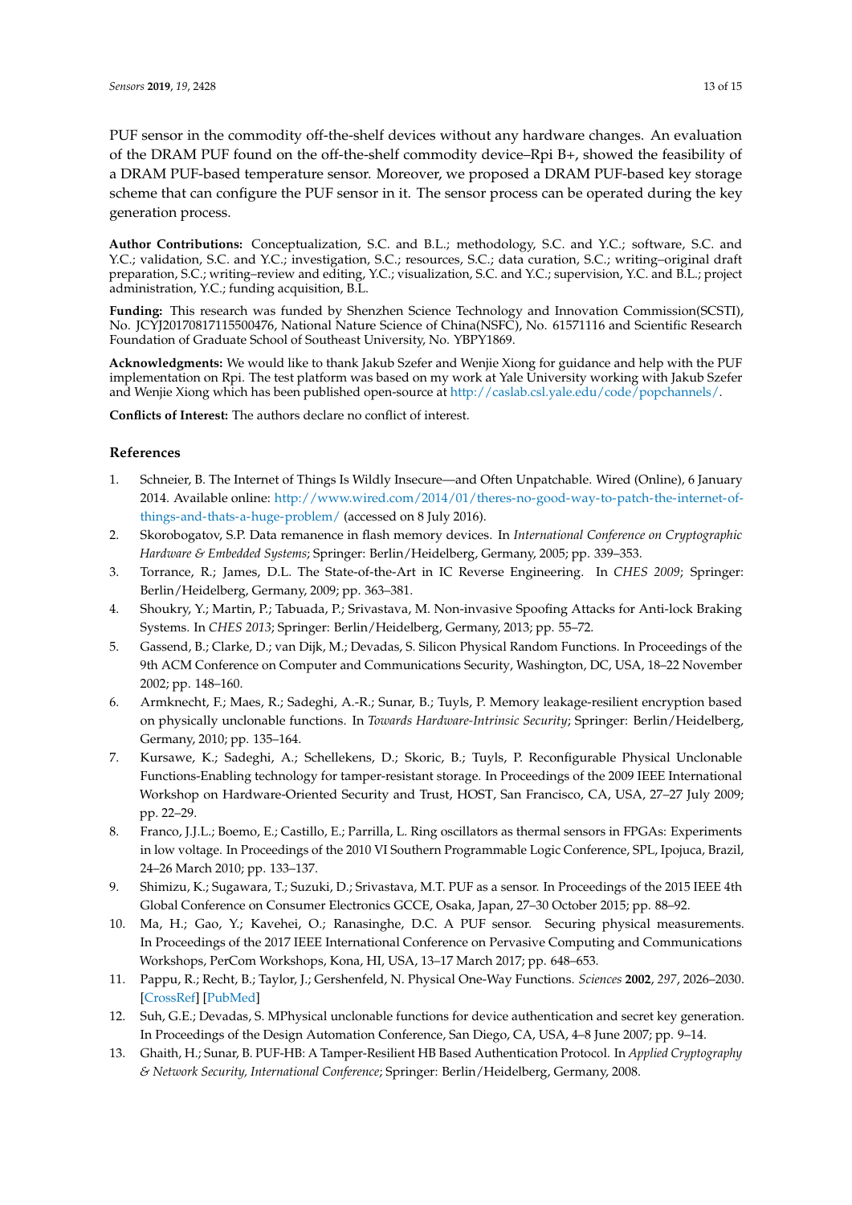PUF sensor in the commodity off-the-shelf devices without any hardware changes. An evaluation of the DRAM PUF found on the off-the-shelf commodity device–Rpi B+, showed the feasibility of a DRAM PUF-based temperature sensor. Moreover, we proposed a DRAM PUF-based key storage scheme that can configure the PUF sensor in it. The sensor process can be operated during the key generation process.

**Author Contributions:** Conceptualization, S.C. and B.L.; methodology, S.C. and Y.C.; software, S.C. and Y.C.; validation, S.C. and Y.C.; investigation, S.C.; resources, S.C.; data curation, S.C.; writing–original draft preparation, S.C.; writing–review and editing, Y.C.; visualization, S.C. and Y.C.; supervision, Y.C. and B.L.; project administration, Y.C.; funding acquisition, B.L.

**Funding:** This research was funded by Shenzhen Science Technology and Innovation Commission(SCSTI), No. JCYJ20170817115500476, National Nature Science of China(NSFC), No. 61571116 and Scientific Research Foundation of Graduate School of Southeast University, No. YBPY1869.

**Acknowledgments:** We would like to thank Jakub Szefer and Wenjie Xiong for guidance and help with the PUF implementation on Rpi. The test platform was based on my work at Yale University working with Jakub Szefer and Wenjie Xiong which has been published open-source at http://caslab.csl.yale.edu/code/popchannels/.

**Conflicts of Interest:** The authors declare no conflict of interest.

## References

1. Schneier, B. The Internet of Things Is Wildly Insecure—and Often Unpatchable. Wired (Online), 6 January 2014. Available online: http://www.wired.com/2014/01/theres-no-good-way-to-patch-the-internet-of-things-and-thats-a-huge-problem/ (accessed on 8 July 2016).
2. Skorobogatov, S.P. Data remanence in flash memory devices. In *International Conference on Cryptographic Hardware & Embedded Systems*; Springer: Berlin/Heidelberg, Germany, 2005; pp. 339–353.
3. Torrance, R.; James, D.L. The State-of-the-Art in IC Reverse Engineering. In *CHES 2009*; Springer: Berlin/Heidelberg, Germany, 2009; pp. 363–381.
4. Shoukry, Y.; Martin, P.; Tabuada, P.; Srivastava, M. Non-invasive Spoofing Attacks for Anti-lock Braking Systems. In *CHES 2013*; Springer: Berlin/Heidelberg, Germany, 2013; pp. 55–72.
5. Gassend, B.; Clarke, D.; van Dijk, M.; Devadas, S. Silicon Physical Random Functions. In Proceedings of the 9th ACM Conference on Computer and Communications Security, Washington, DC, USA, 18–22 November 2002; pp. 148–160.
6. Armknecht, F.; Maes, R.; Sadeghi, A.-R.; Sunar, B.; Tuyls, P. Memory leakage-resilient encryption based on physically unclonable functions. In *Towards Hardware-Intrinsic Security*; Springer: Berlin/Heidelberg, Germany, 2010; pp. 135–164.
7. Kursawe, K.; Sadeghi, A.; Schellekens, D.; Skoric, B.; Tuyls, P. Reconfigurable Physical Unclonable Functions-Enabling technology for tamper-resistant storage. In Proceedings of the 2009 IEEE International Workshop on Hardware-Oriented Security and Trust, HOST, San Francisco, CA, USA, 27–27 July 2009; pp. 22–29.
8. Franco, J.J.L.; Boemo, E.; Castillo, E.; Parrilla, L. Ring oscillators as thermal sensors in FPGAs: Experiments in low voltage. In Proceedings of the 2010 VI Southern Programmable Logic Conference, SPL, Ipojuca, Brazil, 24–26 March 2010; pp. 133–137.
9. Shimizu, K.; Sugawara, T.; Suzuki, D.; Srivastava, M.T. PUF as a sensor. In Proceedings of the 2015 IEEE 4th Global Conference on Consumer Electronics GCCE, Osaka, Japan, 27–30 October 2015; pp. 88–92.
10. Ma, H.; Gao, Y.; Kavehei, O.; Ranasinghe, D.C. A PUF sensor. Securing physical measurements. In Proceedings of the 2017 IEEE International Conference on Pervasive Computing and Communications Workshops, PerCom Workshops, Kona, HI, USA, 13–17 March 2017; pp. 648–653.
11. Pappu, R.; Recht, B.; Taylor, J.; Gershenfeld, N. Physical One-Way Functions. *Sciences* **2002**, *297*, 2026–2030. [CrossRef] [PubMed]
12. Suh, G.E.; Devadas, S. MPhysical unclonable functions for device authentication and secret key generation. In Proceedings of the Design Automation Conference, San Diego, CA, USA, 4–8 June 2007; pp. 9–14.
13. Ghaith, H.; Sunar, B. PUF-HB: A Tamper-Resilient HB Based Authentication Protocol. In *Applied Cryptography & Network Security, International Conference*; Springer: Berlin/Heidelberg, Germany, 2008.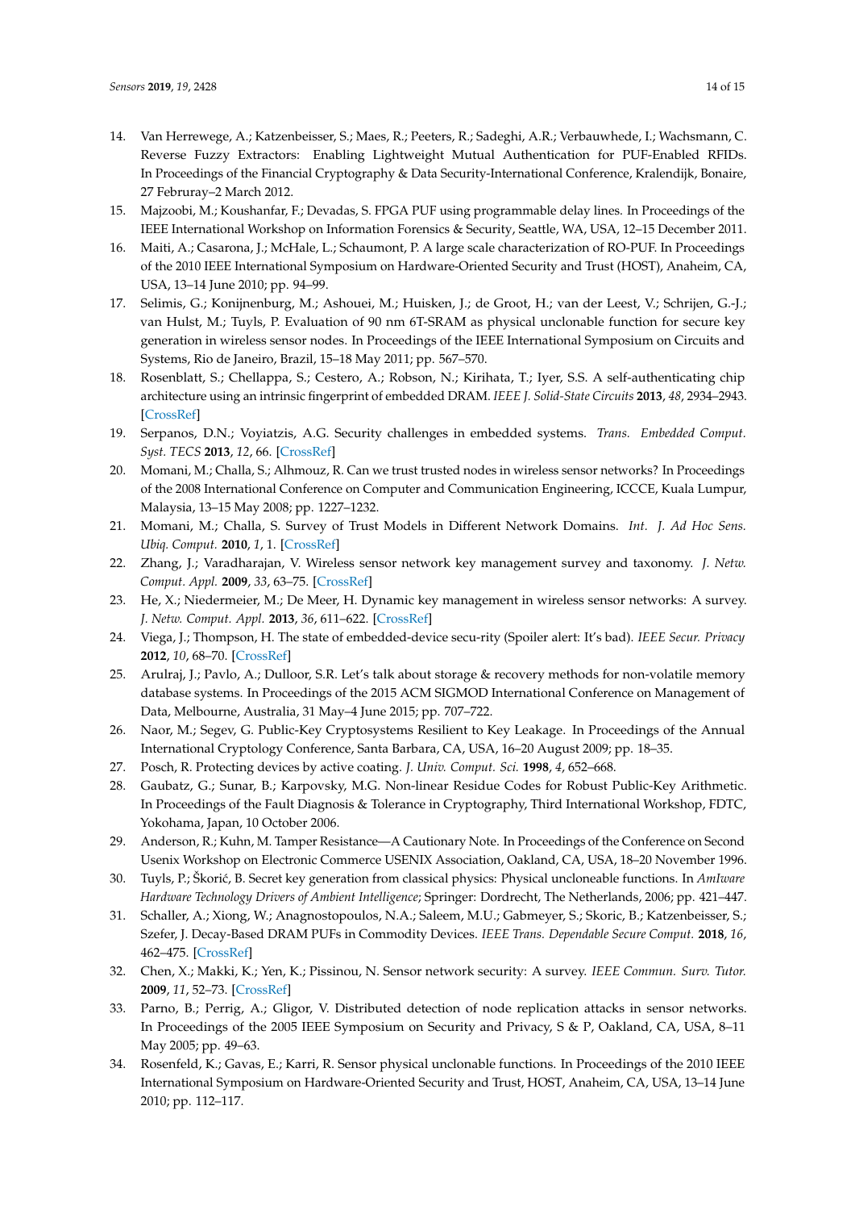14. Van Herrewege, A.; Katzenbeisser, S.; Maes, R.; Peeters, R.; Sadeghi, A.R.; Verbauwhede, I.; Wachsmann, C. Reverse Fuzzy Extractors: Enabling Lightweight Mutual Authentication for PUF-Enabled RFIDs. In Proceedings of the Financial Cryptography & Data Security-International Conference, Kralendijk, Bonaire, 27 Februray–2 March 2012.
15. Majzoobi, M.; Koushanfar, F.; Devadas, S. FPGA PUF using programmable delay lines. In Proceedings of the IEEE International Workshop on Information Forensics & Security, Seattle, WA, USA, 12–15 December 2011.
16. Maiti, A.; Casarona, J.; McHale, L.; Schaumont, P. A large scale characterization of RO-PUF. In Proceedings of the 2010 IEEE International Symposium on Hardware-Oriented Security and Trust (HOST), Anaheim, CA, USA, 13–14 June 2010; pp. 94–99.
17. Selimis, G.; Konijnenburg, M.; Ashouei, M.; Huisken, J.; de Groot, H.; van der Leest, V.; Schrijen, G.-J.; van Hulst, M.; Tuyls, P. Evaluation of 90 nm 6T-SRAM as physical unclonable function for secure key generation in wireless sensor nodes. In Proceedings of the IEEE International Symposium on Circuits and Systems, Rio de Janeiro, Brazil, 15–18 May 2011; pp. 567–570.
18. Rosenblatt, S.; Chellappa, S.; Cestero, A.; Robson, N.; Kirihata, T.; Iyer, S.S. A self-authenticating chip architecture using an intrinsic fingerprint of embedded DRAM. *IEEE J. Solid-State Circuits* **2013**, *48*, 2934–2943. [CrossRef]
19. Serpanos, D.N.; Voyiatzis, A.G. Security challenges in embedded systems. *Trans. Embedded Comput. Syst. TECS* **2013**, *12*, 66. [CrossRef]
20. Momani, M.; Challa, S.; Alhmouz, R. Can we trust trusted nodes in wireless sensor networks? In Proceedings of the 2008 International Conference on Computer and Communication Engineering, ICCCE, Kuala Lumpur, Malaysia, 13–15 May 2008; pp. 1227–1232.
21. Momani, M.; Challa, S. Survey of Trust Models in Different Network Domains. *Int. J. Ad Hoc Sens. Ubiq. Comput.* **2010**, *1*, 1. [CrossRef]
22. Zhang, J.; Varadharajan, V. Wireless sensor network key management survey and taxonomy. *J. Netw. Comput. Appl.* **2009**, *33*, 63–75. [CrossRef]
23. He, X.; Niedermeier, M.; De Meer, H. Dynamic key management in wireless sensor networks: A survey. *J. Netw. Comput. Appl.* **2013**, *36*, 611–622. [CrossRef]
24. Viega, J.; Thompson, H. The state of embedded-device secu-rity (Spoiler alert: It's bad). *IEEE Secur. Privacy* **2012**, *10*, 68–70. [CrossRef]
25. Arulraj, J.; Pavlo, A.; Dulloor, S.R. Let's talk about storage & recovery methods for non-volatile memory database systems. In Proceedings of the 2015 ACM SIGMOD International Conference on Management of Data, Melbourne, Australia, 31 May–4 June 2015; pp. 707–722.
26. Naor, M.; Segev, G. Public-Key Cryptosystems Resilient to Key Leakage. In Proceedings of the Annual International Cryptology Conference, Santa Barbara, CA, USA, 16–20 August 2009; pp. 18–35.
27. Posch, R. Protecting devices by active coating. *J. Univ. Comput. Sci.* **1998**, *4*, 652–668.
28. Gaubatz, G.; Sunar, B.; Karpovsky, M.G. Non-linear Residue Codes for Robust Public-Key Arithmetic. In Proceedings of the Fault Diagnosis & Tolerance in Cryptography, Third International Workshop, FDTC, Yokohama, Japan, 10 October 2006.
29. Anderson, R.; Kuhn, M. Tamper Resistance—A Cautionary Note. In Proceedings of the Conference on Second Usenix Workshop on Electronic Commerce USENIX Association, Oakland, CA, USA, 18–20 November 1996.
30. Tuyls, P.; Škorić, B. Secret key generation from classical physics: Physical uncloneable functions. In *AmIware Hardware Technology Drivers of Ambient Intelligence*; Springer: Dordrecht, The Netherlands, 2006; pp. 421–447.
31. Schaller, A.; Xiong, W.; Anagnostopoulos, N.A.; Saleem, M.U.; Gabmeyer, S.; Skoric, B.; Katzenbeisser, S.; Szefer, J. Decay-Based DRAM PUFs in Commodity Devices. *IEEE Trans. Dependable Secure Comput.* **2018**, *16*, 462–475. [CrossRef]
32. Chen, X.; Makki, K.; Yen, K.; Pissinou, N. Sensor network security: A survey. *IEEE Commun. Surv. Tutor.* **2009**, *11*, 52–73. [CrossRef]
33. Parno, B.; Perrig, A.; Gligor, V. Distributed detection of node replication attacks in sensor networks. In Proceedings of the 2005 IEEE Symposium on Security and Privacy, S & P, Oakland, CA, USA, 8–11 May 2005; pp. 49–63.
34. Rosenfeld, K.; Gavas, E.; Karri, R. Sensor physical unclonable functions. In Proceedings of the 2010 IEEE International Symposium on Hardware-Oriented Security and Trust, HOST, Anaheim, CA, USA, 13–14 June 2010; pp. 112–117.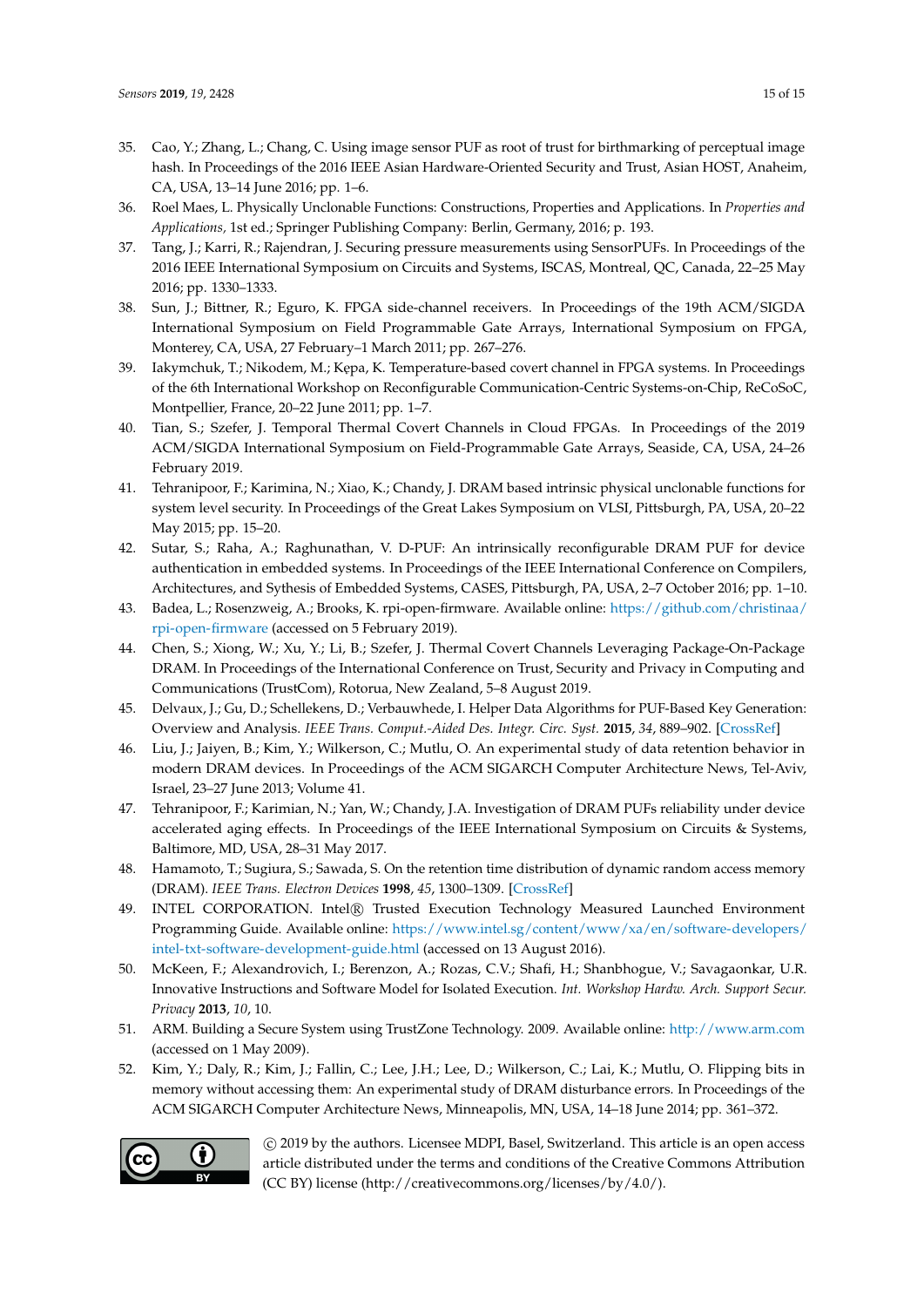35. Cao, Y.; Zhang, L.; Chang, C. Using image sensor PUF as root of trust for birthmarking of perceptual image hash. In Proceedings of the 2016 IEEE Asian Hardware-Oriented Security and Trust, Asian HOST, Anaheim, CA, USA, 13–14 June 2016; pp. 1–6.
36. Roel Maes, L. Physically Unclonable Functions: Constructions, Properties and Applications. In *Properties and Applications*, 1st ed.; Springer Publishing Company: Berlin, Germany, 2016; p. 193.
37. Tang, J.; Karri, R.; Rajendran, J. Securing pressure measurements using SensorPUFs. In Proceedings of the 2016 IEEE International Symposium on Circuits and Systems, ISCAS, Montreal, QC, Canada, 22–25 May 2016; pp. 1330–1333.
38. Sun, J.; Bittner, R.; Eguro, K. FPGA side-channel receivers. In Proceedings of the 19th ACM/SIGDA International Symposium on Field Programmable Gate Arrays, International Symposium on FPGA, Monterey, CA, USA, 27 February–1 March 2011; pp. 267–276.
39. Iakymchuk, T.; Nikodem, M.; Kepa, K. Temperature-based covert channel in FPGA systems. In Proceedings of the 6th International Workshop on Reconfigurable Communication-Centric Systems-on-Chip, ReCoSoC, Montpellier, France, 20–22 June 2011; pp. 1–7.
40. Tian, S.; Szefer, J. Temporal Thermal Covert Channels in Cloud FPGAs. In Proceedings of the 2019 ACM/SIGDA International Symposium on Field-Programmable Gate Arrays, Seaside, CA, USA, 24–26 February 2019.
41. Tehranipoor, F.; Karimina, N.; Xiao, K.; Chandy, J. DRAM based intrinsic physical unclonable functions for system level security. In Proceedings of the Great Lakes Symposium on VLSI, Pittsburgh, PA, USA, 20–22 May 2015; pp. 15–20.
42. Sutar, S.; Raha, A.; Raghunathan, V. D-PUF: An intrinsically reconfigurable DRAM PUF for device authentication in embedded systems. In Proceedings of the IEEE International Conference on Compilers, Architectures, and Sythesis of Embedded Systems, CASES, Pittsburgh, PA, USA, 2–7 October 2016; pp. 1–10.
43. Badea, L.; Rosenzweig, A.; Brooks, K. rpi-open-firmware. Available online: https://github.com/christinaa/rpi-open-firmware (accessed on 5 February 2019).
44. Chen, S.; Xiong, W.; Xu, Y.; Li, B.; Szefer, J. Thermal Covert Channels Leveraging Package-On-Package DRAM. In Proceedings of the International Conference on Trust, Security and Privacy in Computing and Communications (TrustCom), Rotorua, New Zealand, 5–8 August 2019.
45. Delvaux, J.; Gu, D.; Schellekens, D.; Verbauwhede, I. Helper Data Algorithms for PUF-Based Key Generation: Overview and Analysis. *IEEE Trans. Comput.-Aided Des. Integr. Circ. Syst.* **2015**, *34*, 889–902. [CrossRef]
46. Liu, J.; Jaiyen, B.; Kim, Y.; Wilkerson, C.; Mutlu, O. An experimental study of data retention behavior in modern DRAM devices. In Proceedings of the ACM SIGARCH Computer Architecture News, Tel-Aviv, Israel, 23–27 June 2013; Volume 41.
47. Tehranipoor, F.; Karimian, N.; Yan, W.; Chandy, J.A. Investigation of DRAM PUFs reliability under device accelerated aging effects. In Proceedings of the IEEE International Symposium on Circuits & Systems, Baltimore, MD, USA, 28–31 May 2017.
48. Hamamoto, T.; Sugiura, S.; Sawada, S. On the retention time distribution of dynamic random access memory (DRAM). *IEEE Trans. Electron Devices* **1998**, *45*, 1300–1309. [CrossRef]
49. INTEL CORPORATION. Intel® Trusted Execution Technology Measured Launched Environment Programming Guide. Available online: https://www.intel.sg/content/www/xa/en/software-developers/intel-txt-software-development-guide.html (accessed on 13 August 2016).
50. McKeen, F.; Alexandrovich, I.; Berenzon, A.; Rozas, C.V.; Shafi, H.; Shanbhogue, V.; Savagaonkar, U.R. Innovative Instructions and Software Model for Isolated Execution. *Int. Workshop Hardw. Arch. Support Secur. Privacy* **2013**, *10*, 10.
51. ARM. Building a Secure System using TrustZone Technology. 2009. Available online: http://www.arm.com (accessed on 1 May 2009).
52. Kim, Y.; Daly, R.; Kim, J.; Fallin, C.; Lee, J.H.; Lee, D.; Wilkerson, C.; Lai, K.; Mutlu, O. Flipping bits in memory without accessing them: An experimental study of DRAM disturbance errors. In Proceedings of the ACM SIGARCH Computer Architecture News, Minneapolis, MN, USA, 14–18 June 2014; pp. 361–372.

© 2019 by the authors. Licensee MDPI, Basel, Switzerland. This article is an open access article distributed under the terms and conditions of the Creative Commons Attribution (CC BY) license (http://creativecommons.org/licenses/by/4.0/).